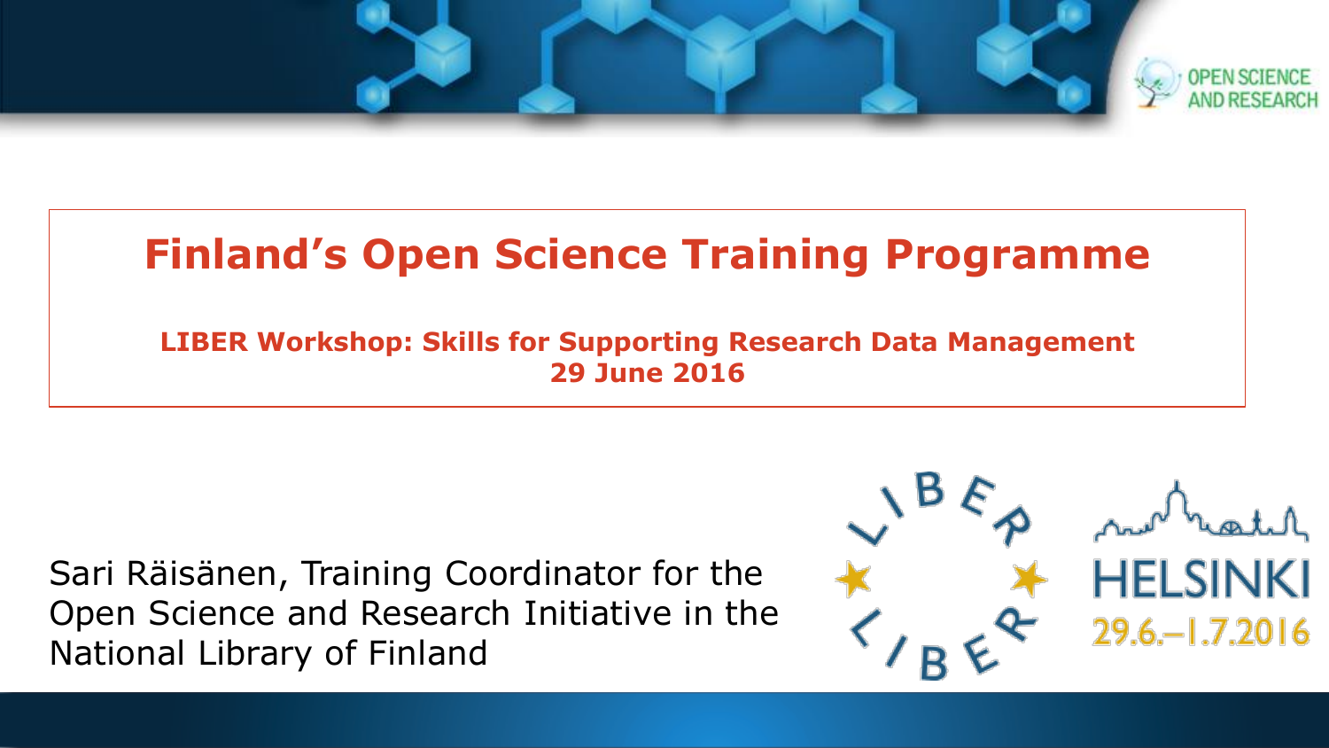# Finland’s Open Science Training Programme

**LIBER Workshop: Skills for Supporting Research Data Management**
**29 June 2016**

Sari Räisänen, Training Coordinator for the Open Science and Research Initiative in the National Library of Finland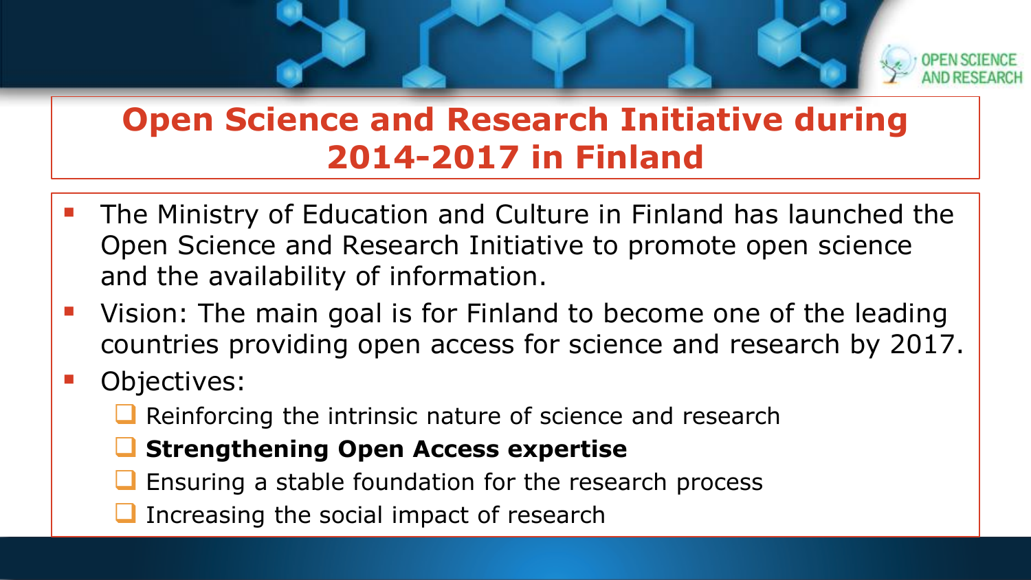# Open Science and Research Initiative during 2014-2017 in Finland

- The Ministry of Education and Culture in Finland has launched the Open Science and Research Initiative to promote open science and the availability of information.
- Vision: The main goal is for Finland to become one of the leading countries providing open access for science and research by 2017.
- Objectives:
  - Reinforcing the intrinsic nature of science and research
  - **Strengthening Open Access expertise**
  - Ensuring a stable foundation for the research process
  - Increasing the social impact of research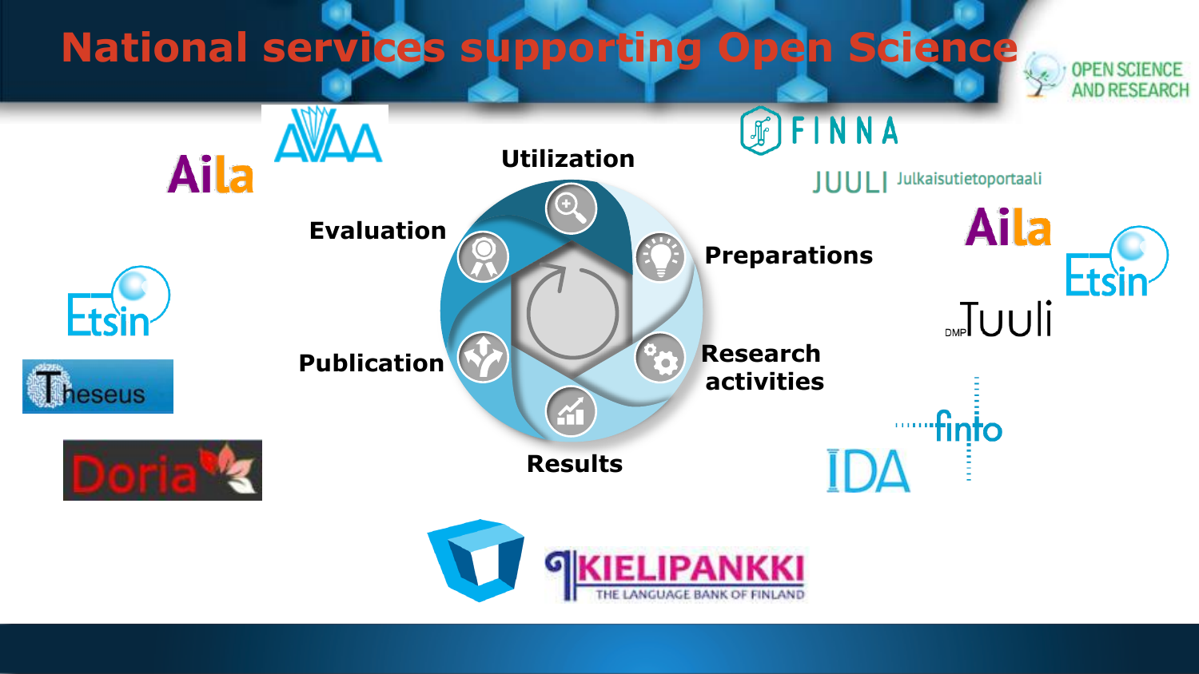# National services supporting Open Science

OPEN SCIENCE AND RESEARCH

- Utilization
- Preparations
- Research activities
- Results
- Publication
- Evaluation

AVAA

Aila

FINNA

JUULI Julkaisutietoportaali

Aila

Etsin

DMP Tuuli

finto

IDA

Etsin

Theseus

Doria

KIELIPANKKI THE LANGUAGE BANK OF FINLAND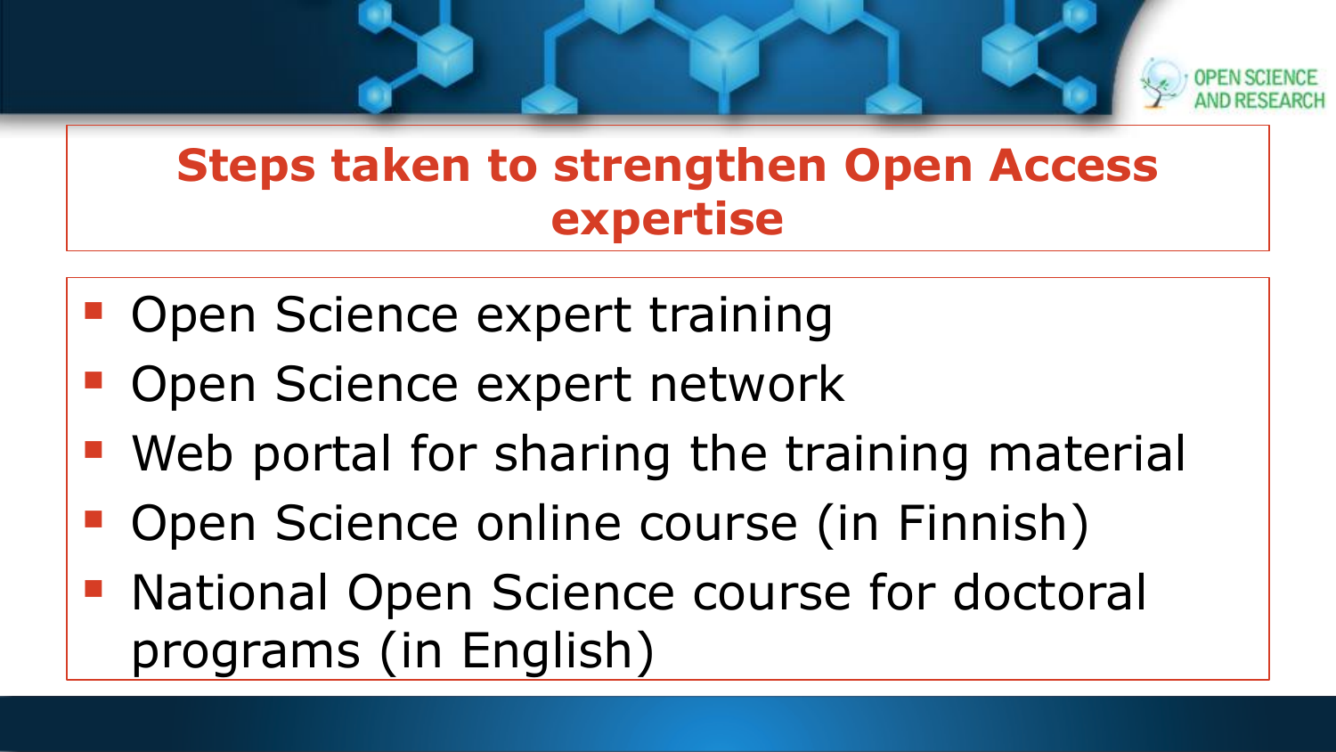## Steps taken to strengthen Open Access expertise

- Open Science expert training
- Open Science expert network
- Web portal for sharing the training material
- Open Science online course (in Finnish)
- National Open Science course for doctoral programs (in English)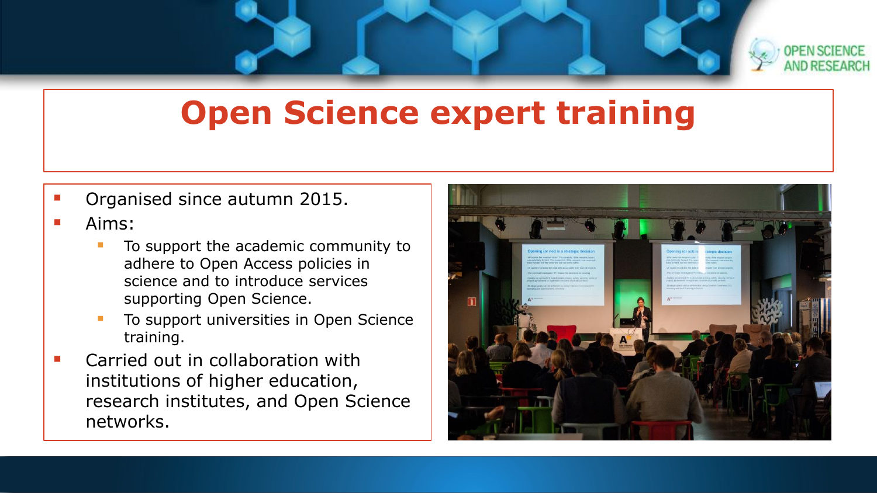# Open Science expert training

- Organised since autumn 2015.
- Aims:
  - To support the academic community to adhere to Open Access policies in science and to introduce services supporting Open Science.
  - To support universities in Open Science training.
- Carried out in collaboration with institutions of higher education, research institutes, and Open Science networks.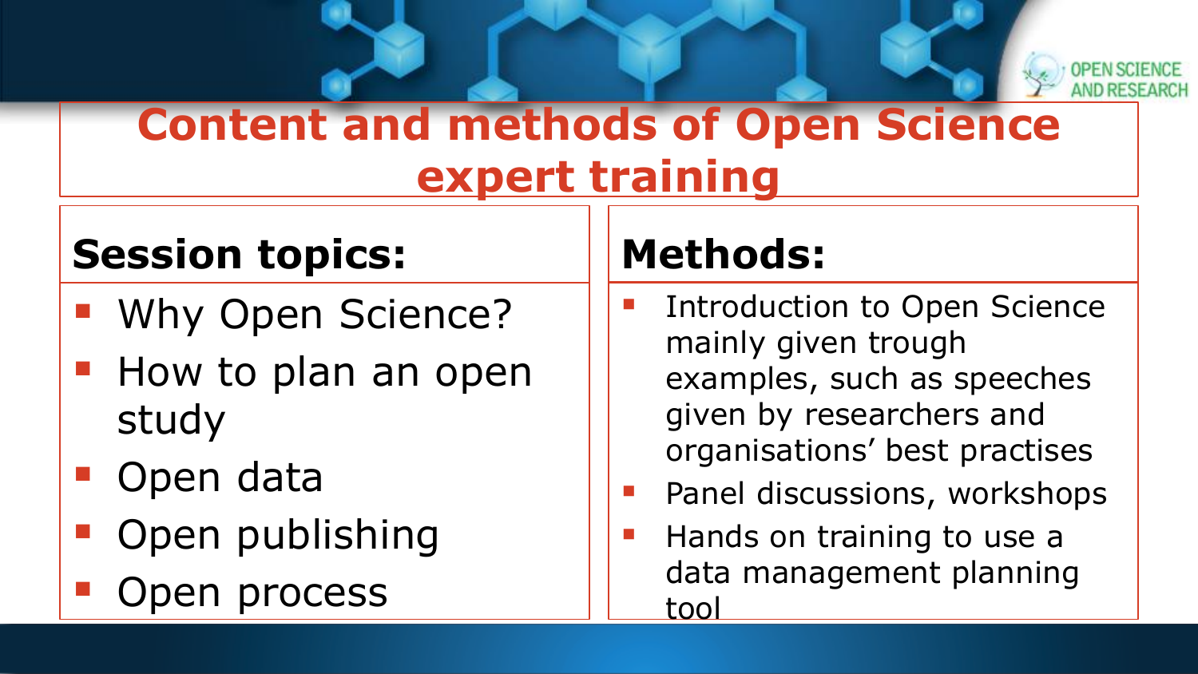# Content and methods of Open Science expert training

## Session topics:

- Why Open Science?
- How to plan an open study
- Open data
- Open publishing
- Open process

## Methods:

- Introduction to Open Science mainly given trough examples, such as speeches given by researchers and organisations' best practises
- Panel discussions, workshops
- Hands on training to use a data management planning tool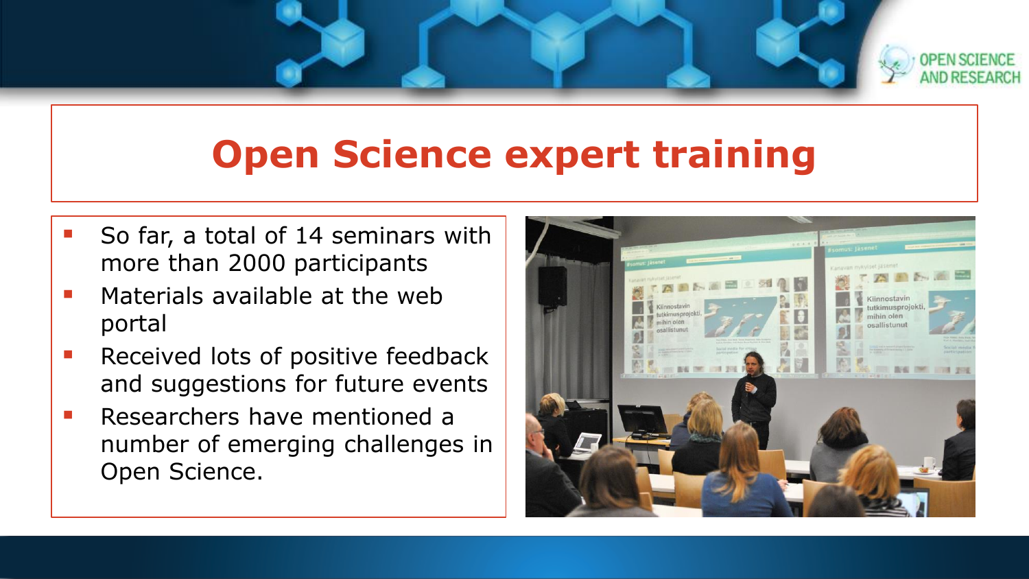# Open Science expert training

- So far, a total of 14 seminars with more than 2000 participants
- Materials available at the web portal
- Received lots of positive feedback and suggestions for future events
- Researchers have mentioned a number of emerging challenges in Open Science.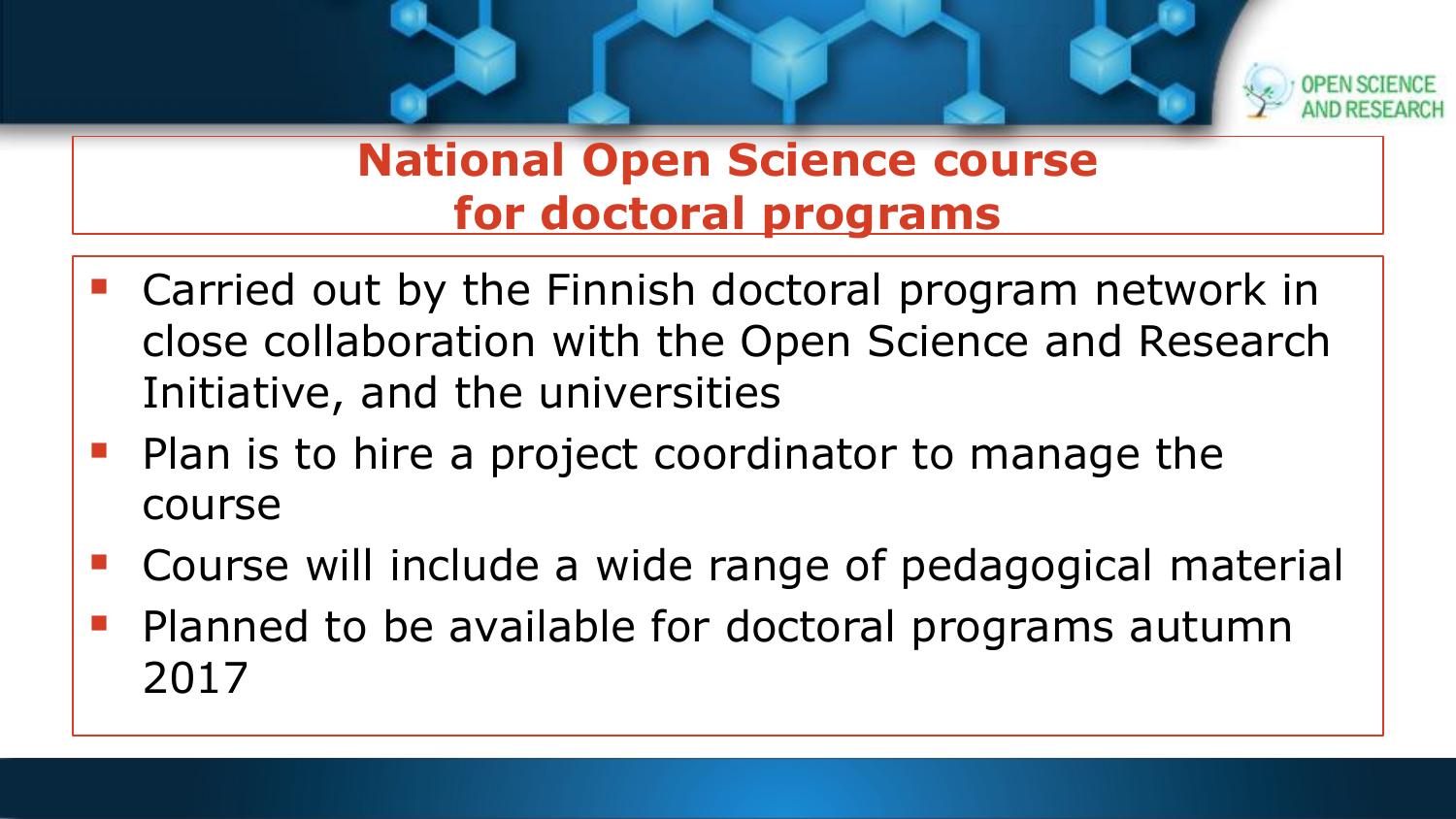# National Open Science course for doctoral programs

- Carried out by the Finnish doctoral program network in close collaboration with the Open Science and Research Initiative, and the universities
- Plan is to hire a project coordinator to manage the course
- Course will include a wide range of pedagogical material
- Planned to be available for doctoral programs autumn 2017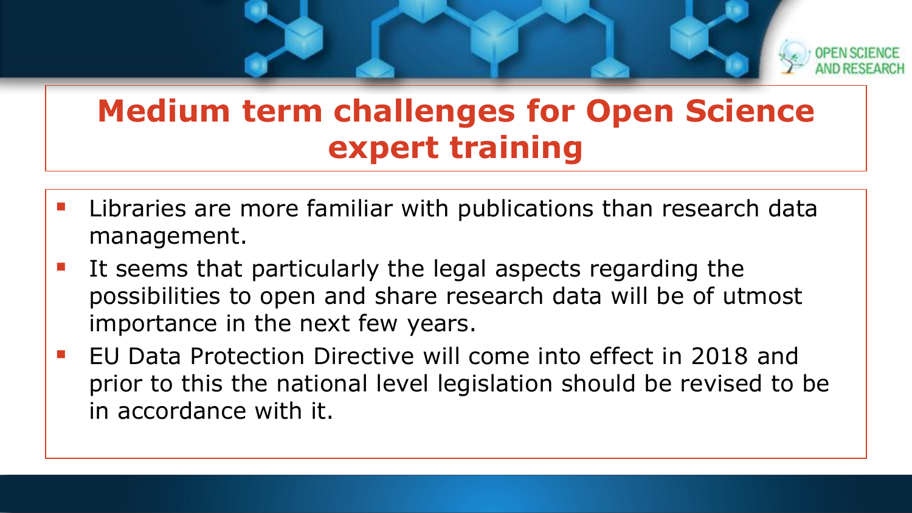# Medium term challenges for Open Science expert training

- Libraries are more familiar with publications than research data management.
- It seems that particularly the legal aspects regarding the possibilities to open and share research data will be of utmost importance in the next few years.
- EU Data Protection Directive will come into effect in 2018 and prior to this the national level legislation should be revised to be in accordance with it.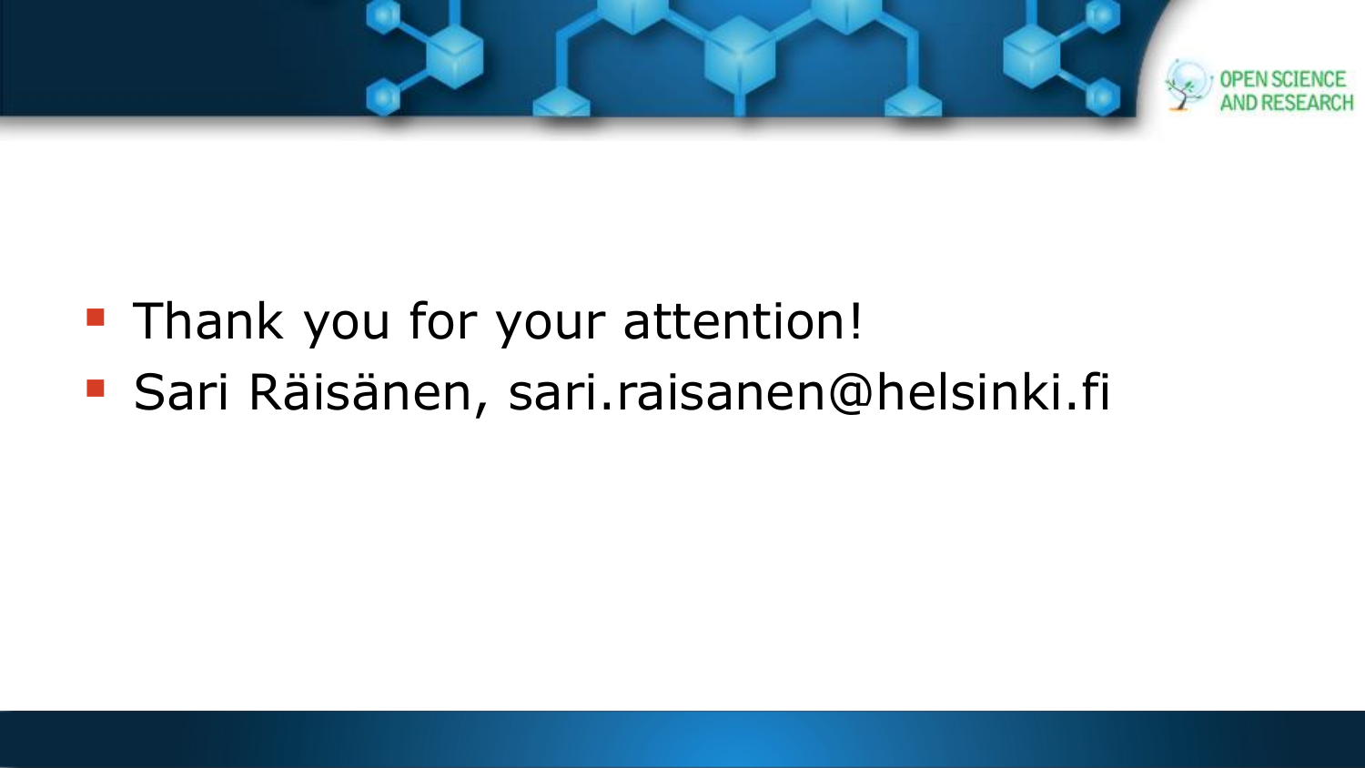- Thank you for your attention!
- Sari Räisänen, sari.raisanen@helsinki.fi